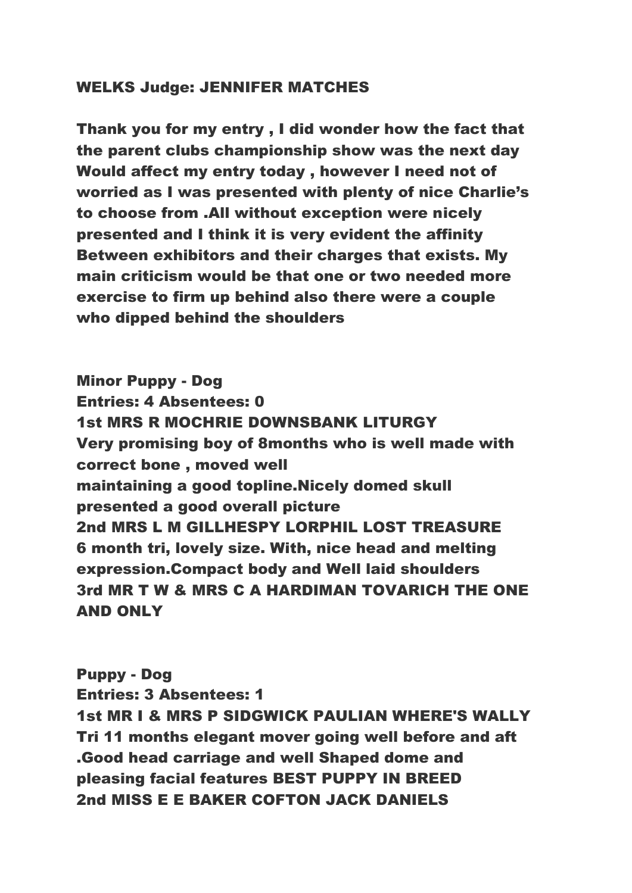WELKS Judge: JENNIFER MATCHES

Thank you for my entry , I did wonder how the fact that the parent clubs championship show was the next day Would affect my entry today , however I need not of worried as I was presented with plenty of nice Charlie's to choose from .All without exception were nicely presented and I think it is very evident the affinity Between exhibitors and their charges that exists. My main criticism would be that one or two needed more exercise to firm up behind also there were a couple who dipped behind the shoulders

**Minor Puppy - Dog**
**Entries: 4 Absentees: 0**

1st MRS R MOCHRIE DOWNSBANK LITURGY
Very promising boy of 8months who is well made with correct bone , moved well
maintaining a good topline.Nicely domed skull
presented a good overall picture

2nd MRS L M GILLHESPY LORPHIL LOST TREASURE
6 month tri, lovely size. With, nice head and melting expression.Compact body and Well laid shoulders

3rd MR T W & MRS C A HARDIMAN TOVARICH THE ONE AND ONLY

**Puppy - Dog**
**Entries: 3 Absentees: 1**

1st MR I & MRS P SIDGWICK PAULIAN WHERE'S WALLY
Tri 11 months elegant mover going well before and aft .Good head carriage and well Shaped dome and pleasing facial features BEST PUPPY IN BREED

2nd MISS E E BAKER COFTON JACK DANIELS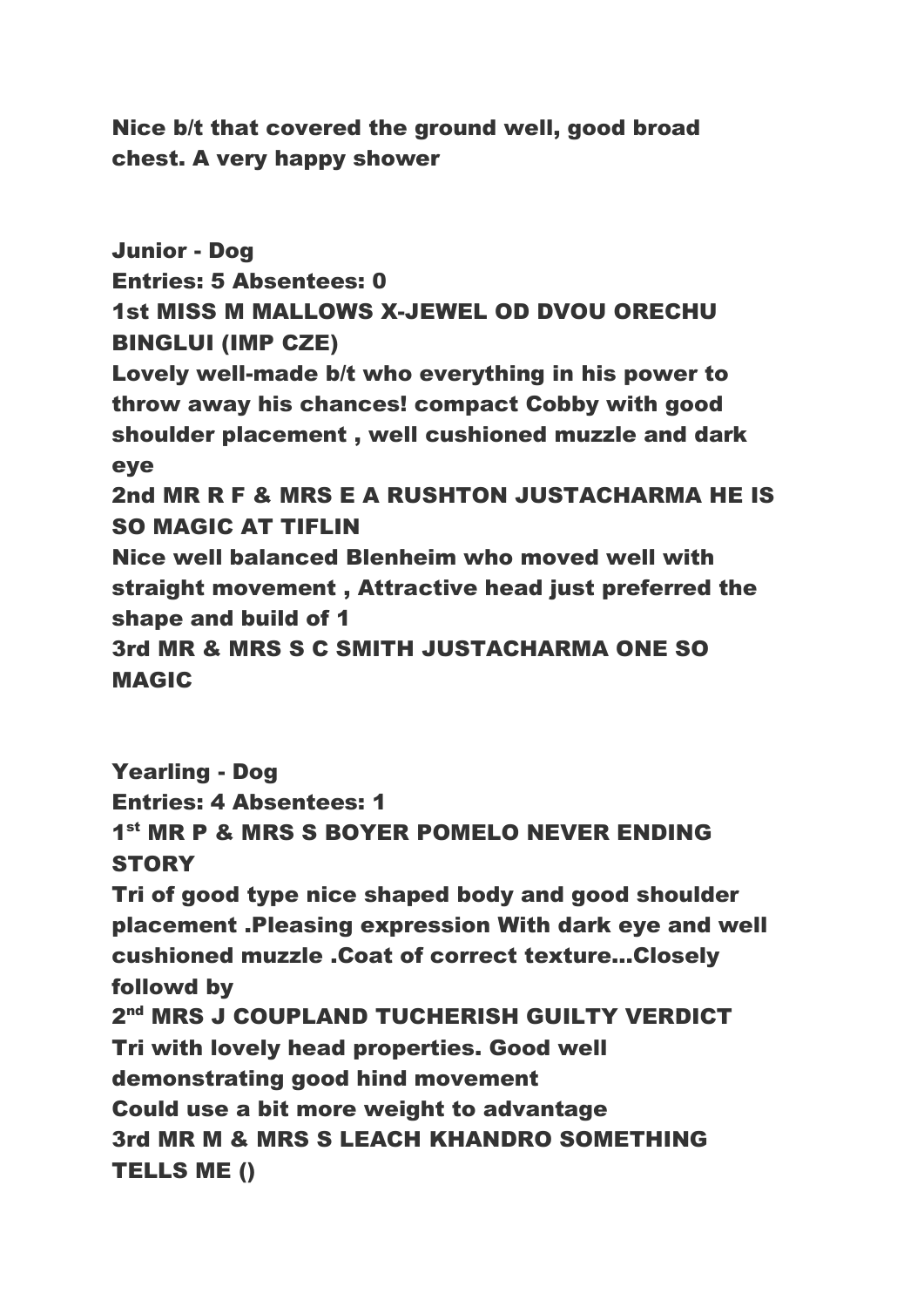Nice b/t that covered the ground well, good broad chest. A very happy shower

**Junior - Dog**
**Entries: 5 Absentees: 0**
**1st MISS M MALLOWS X-JEWEL OD DVOU ORECHU BINGLUI (IMP CZE)**
Lovely well-made b/t who everything in his power to throw away his chances! compact Cobby with good shoulder placement , well cushioned muzzle and dark eye
**2nd MR R F & MRS E A RUSHTON JUSTACHARMA HE IS SO MAGIC AT TIFLIN**
Nice well balanced Blenheim who moved well with straight movement , Attractive head just preferred the shape and build of 1
**3rd MR & MRS S C SMITH JUSTACHARMA ONE SO MAGIC**

**Yearling - Dog**
**Entries: 4 Absentees: 1**
**1st MR P & MRS S BOYER POMELO NEVER ENDING STORY**
Tri of good type nice shaped body and good shoulder placement .Pleasing expression With dark eye and well cushioned muzzle .Coat of correct texture…Closely followd by
**2nd MRS J COUPLAND TUCHERISH GUILTY VERDICT**
Tri with lovely head properties. Good well demonstrating good hind movement
Could use a bit more weight to advantage
**3rd MR M & MRS S LEACH KHANDRO SOMETHING TELLS ME ()**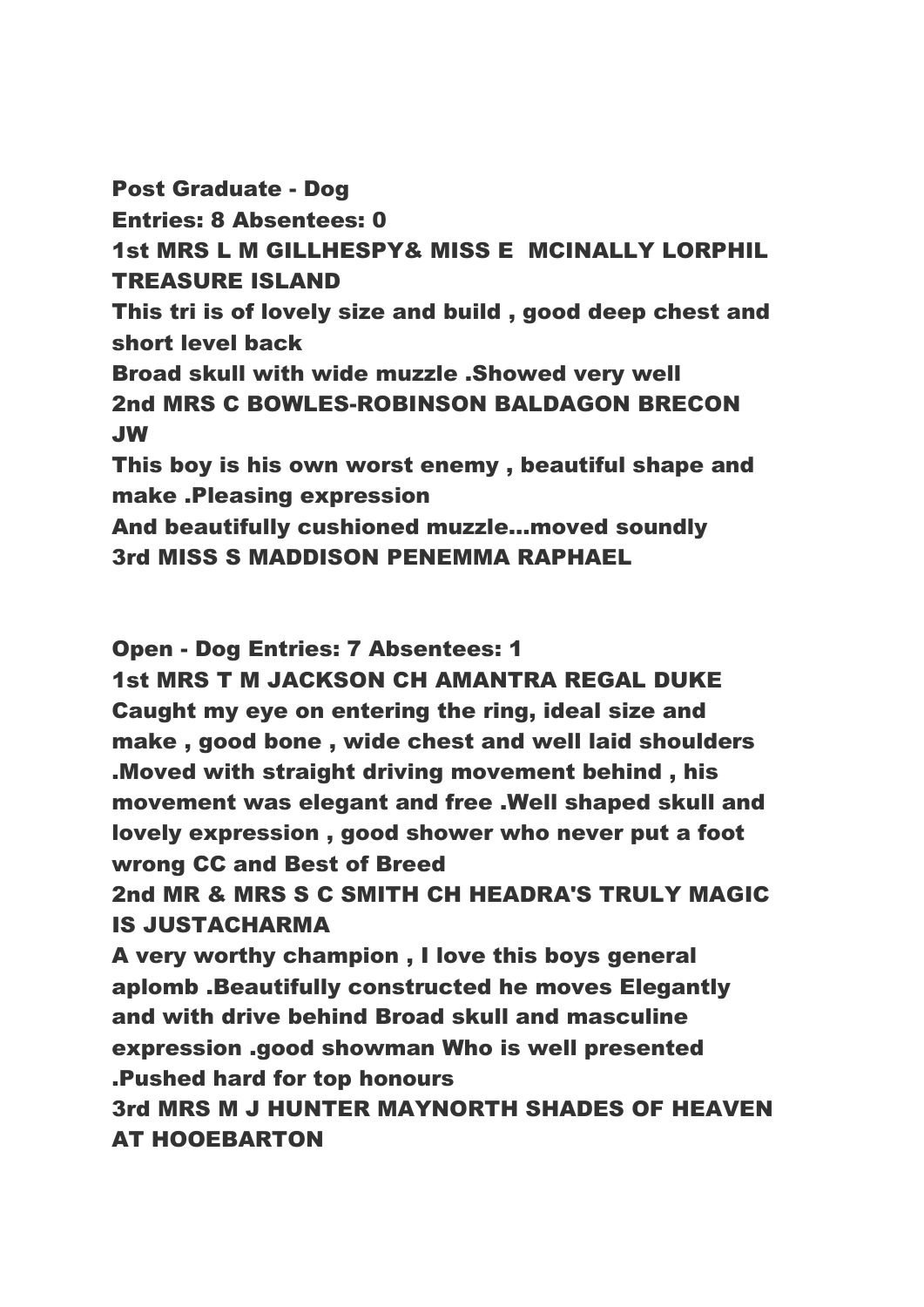**Post Graduate - Dog**
**Entries: 8 Absentees: 0**
**1st MRS L M GILLHESPY& MISS E MCINALLY LORPHIL TREASURE ISLAND**
**This tri is of lovely size and build , good deep chest and short level back**
**Broad skull with wide muzzle .Showed very well**
**2nd MRS C BOWLES-ROBINSON BALDAGON BRECON JW**
**This boy is his own worst enemy , beautiful shape and make .Pleasing expression**
**And beautifully cushioned muzzle...moved soundly**
**3rd MISS S MADDISON PENEMMA RAPHAEL**

**Open - Dog Entries: 7 Absentees: 1**
**1st MRS T M JACKSON CH AMANTRA REGAL DUKE**
**Caught my eye on entering the ring, ideal size and make , good bone , wide chest and well laid shoulders .Moved with straight driving movement behind , his movement was elegant and free .Well shaped skull and lovely expression , good shower who never put a foot wrong CC and Best of Breed**
**2nd MR & MRS S C SMITH CH HEADRA'S TRULY MAGIC IS JUSTACHARMA**
**A very worthy champion , I love this boys general aplomb .Beautifully constructed he moves Elegantly and with drive behind Broad skull and masculine expression .good showman Who is well presented .Pushed hard for top honours**
**3rd MRS M J HUNTER MAYNORTH SHADES OF HEAVEN AT HOOEBARTON**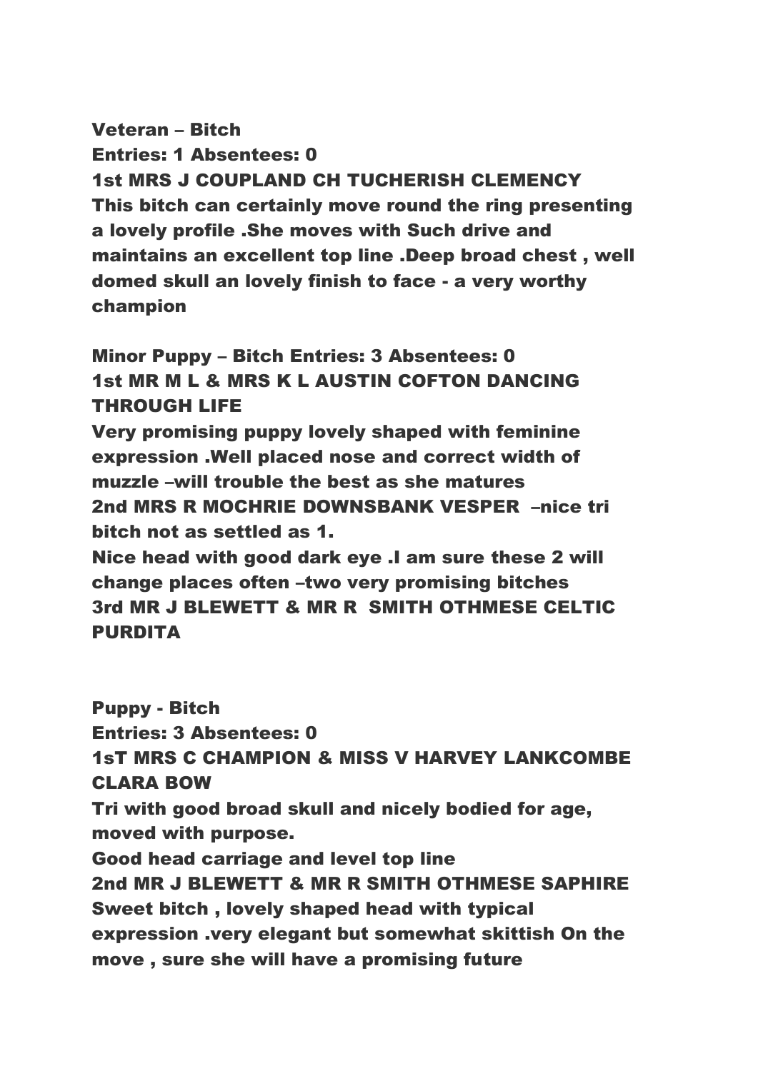## Veteran – Bitch

**Entries: 1 Absentees: 0**

**1st MRS J COUPLAND CH TUCHERISH CLEMENCY**

This bitch can certainly move round the ring presenting a lovely profile .She moves with Such drive and maintains an excellent top line .Deep broad chest , well domed skull an lovely finish to face - a very worthy champion

## Minor Puppy – Bitch Entries: 3 Absentees: 0

**1st MR M L & MRS K L AUSTIN COFTON DANCING THROUGH LIFE**

Very promising puppy lovely shaped with feminine expression .Well placed nose and correct width of muzzle –will trouble the best as she matures

**2nd MRS R MOCHRIE DOWNSBANK VESPER** –nice tri bitch not as settled as 1.

Nice head with good dark eye .I am sure these 2 will change places often –two very promising bitches

**3rd MR J BLEWETT & MR R SMITH OTHMESE CELTIC PURDITA**

## Puppy - Bitch

**Entries: 3 Absentees: 0**

**1sT MRS C CHAMPION & MISS V HARVEY LANKCOMBE CLARA BOW**

Tri with good broad skull and nicely bodied for age, moved with purpose.

Good head carriage and level top line

**2nd MR J BLEWETT & MR R SMITH OTHMESE SAPHIRE**

Sweet bitch , lovely shaped head with typical expression .very elegant but somewhat skittish On the move , sure she will have a promising future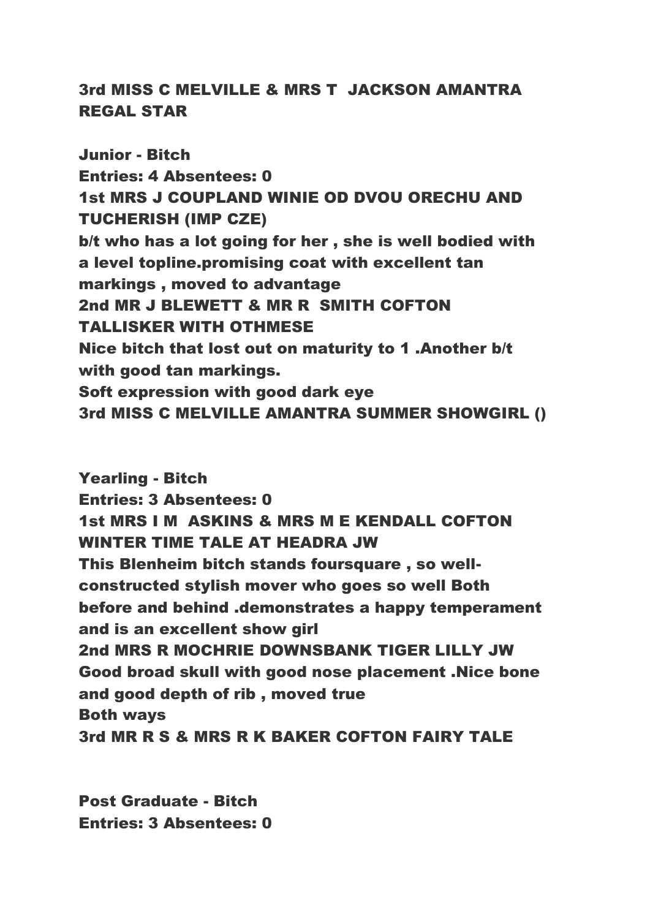**3rd MISS C MELVILLE & MRS T JACKSON AMANTRA REGAL STAR**

**Junior - Bitch**
**Entries: 4 Absentees: 0**
**1st MRS J COUPLAND WINIE OD DVOU ORECHU AND TUCHERISH (IMP CZE)**
**b/t who has a lot going for her , she is well bodied with a level topline.promising coat with excellent tan markings , moved to advantage**
**2nd MR J BLEWETT & MR R SMITH COFTON TALLISKER WITH OTHMESE**
**Nice bitch that lost out on maturity to 1 .Another b/t with good tan markings.**
**Soft expression with good dark eye**
**3rd MISS C MELVILLE AMANTRA SUMMER SHOWGIRL ()**

**Yearling - Bitch**
**Entries: 3 Absentees: 0**
**1st MRS I M ASKINS & MRS M E KENDALL COFTON WINTER TIME TALE AT HEADRA JW**
**This Blenheim bitch stands foursquare , so well-constructed stylish mover who goes so well Both before and behind .demonstrates a happy temperament and is an excellent show girl**
**2nd MRS R MOCHRIE DOWNSBANK TIGER LILLY JW**
**Good broad skull with good nose placement .Nice bone and good depth of rib , moved true**
**Both ways**
**3rd MR R S & MRS R K BAKER COFTON FAIRY TALE**

**Post Graduate - Bitch**
**Entries: 3 Absentees: 0**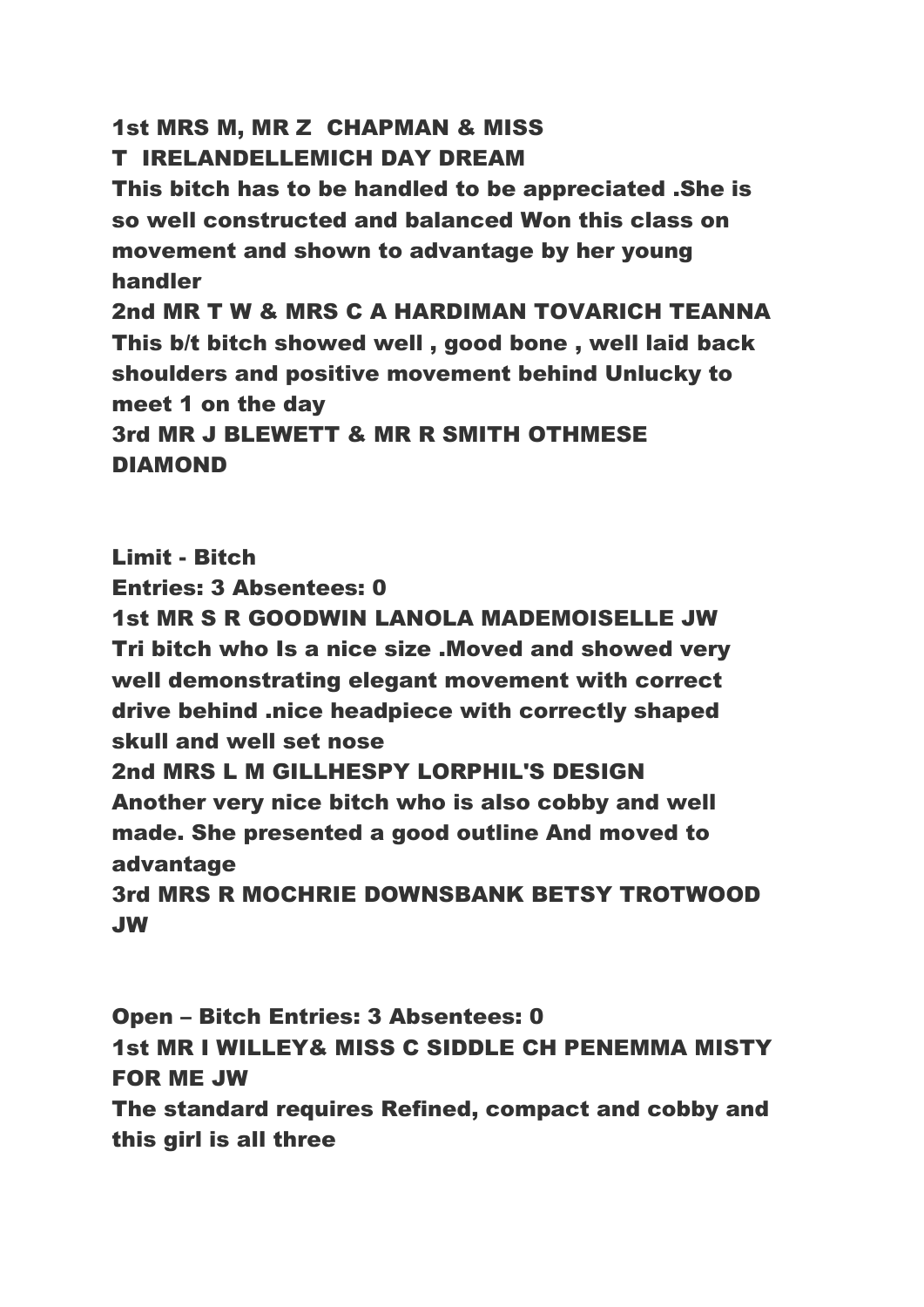**1st MRS M, MR Z CHAPMAN & MISS T IRELANDELLEMICH DAY DREAM**

**This bitch has to be handled to be appreciated .She is so well constructed and balanced Won this class on movement and shown to advantage by her young handler**

**2nd MR T W & MRS C A HARDIMAN TOVARICH TEANNA**

**This b/t bitch showed well , good bone , well laid back shoulders and positive movement behind Unlucky to meet 1 on the day**

**3rd MR J BLEWETT & MR R SMITH OTHMESE DIAMOND**

**Limit - Bitch**

**Entries: 3 Absentees: 0**

**1st MR S R GOODWIN LANOLA MADEMOISELLE JW**

**Tri bitch who Is a nice size .Moved and showed very well demonstrating elegant movement with correct drive behind .nice headpiece with correctly shaped skull and well set nose**

**2nd MRS L M GILLHESPY LORPHIL'S DESIGN**

**Another very nice bitch who is also cobby and well made. She presented a good outline And moved to advantage**

**3rd MRS R MOCHRIE DOWNSBANK BETSY TROTWOOD JW**

**Open – Bitch Entries: 3 Absentees: 0**

**1st MR I WILLEY& MISS C SIDDLE CH PENEMMA MISTY FOR ME JW**

**The standard requires Refined, compact and cobby and this girl is all three**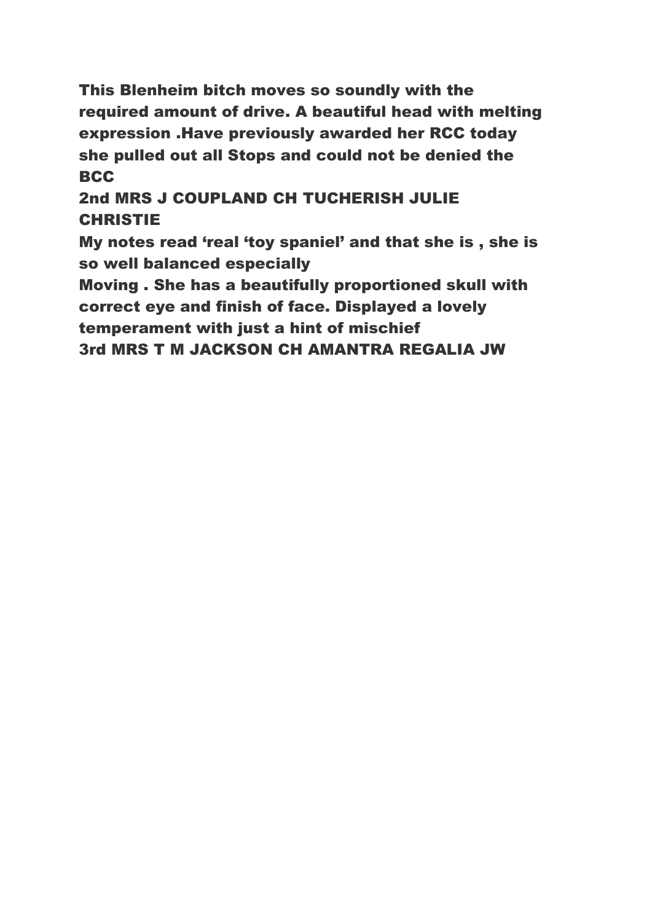**This Blenheim bitch moves so soundly with the required amount of drive. A beautiful head with melting expression .Have previously awarded her RCC today she pulled out all Stops and could not be denied the BCC**

**2nd MRS J COUPLAND CH TUCHERISH JULIE CHRISTIE**

**My notes read 'real 'toy spaniel' and that she is , she is so well balanced especially Moving . She has a beautifully proportioned skull with correct eye and finish of face. Displayed a lovely temperament with just a hint of mischief**

**3rd MRS T M JACKSON CH AMANTRA REGALIA JW**